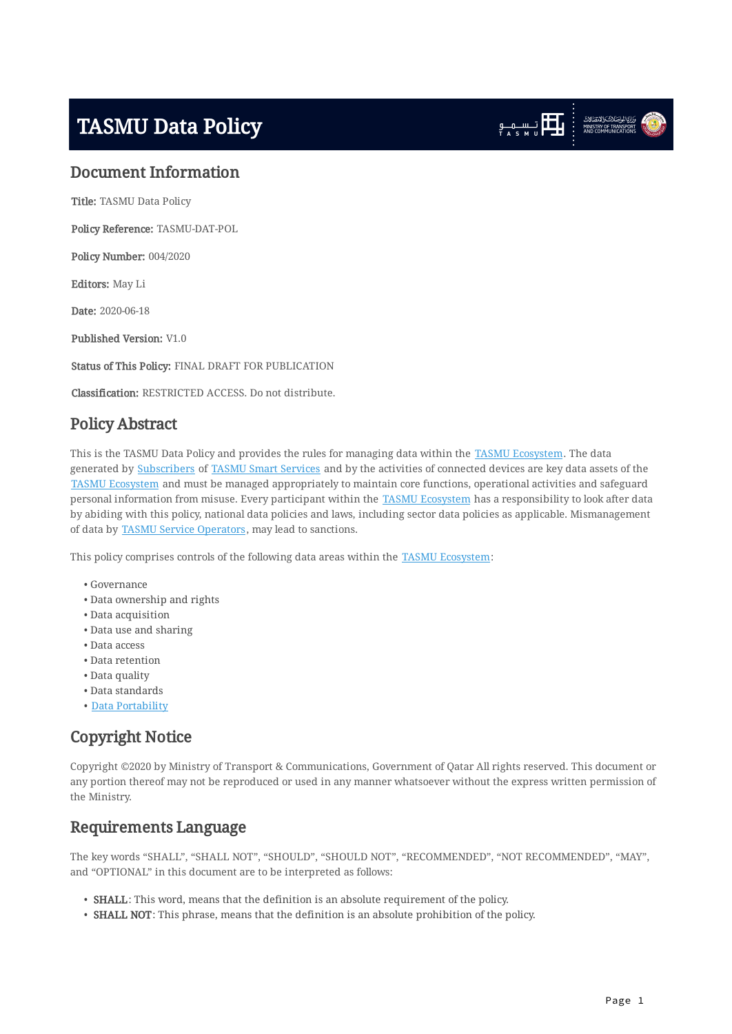# TASMU Data Policy

## Document Information

**Title:** TASMU Data Policy

**Policy Reference:** TASMU-DAT-POL

**Policy Number:** 004/2020

**Editors:** May Li

**Date:** 2020-06-18

**Published Version:** V1.0

**Status of This Policy:** FINAL DRAFT FOR PUBLICATION

**Classification:** RESTRICTED ACCESS. Do not distribute.

## Policy Abstract

This is the TASMU Data Policy and provides the rules for managing data within the TASMU Ecosystem. The data generated by Subscribers of TASMU Smart Services and by the activities of connected devices are key data assets of the TASMU Ecosystem and must be managed appropriately to maintain core functions, operational activities and safeguard personal information from misuse. Every participant within the TASMU Ecosystem has a responsibility to look after data by abiding with this policy, national data policies and laws, including sector data policies as applicable. Mismanagement of data by TASMU Service Operators, may lead to sanctions.

This policy comprises controls of the following data areas within the TASMU Ecosystem:

- Governance
- Data ownership and rights
- Data acquisition
- Data use and sharing
- Data access
- Data retention
- Data quality
- Data standards
- Data Portability

## Copyright Notice

Copyright ©2020 by Ministry of Transport & Communications, Government of Qatar All rights reserved. This document or any portion thereof may not be reproduced or used in any manner whatsoever without the express written permission of the Ministry.

## Requirements Language

The key words "SHALL", "SHALL NOT", "SHOULD", "SHOULD NOT", "RECOMMENDED", "NOT RECOMMENDED", "MAY", and "OPTIONAL" in this document are to be interpreted as follows:

- **SHALL**: This word, means that the definition is an absolute requirement of the policy.
- **SHALL NOT**: This phrase, means that the definition is an absolute prohibition of the policy.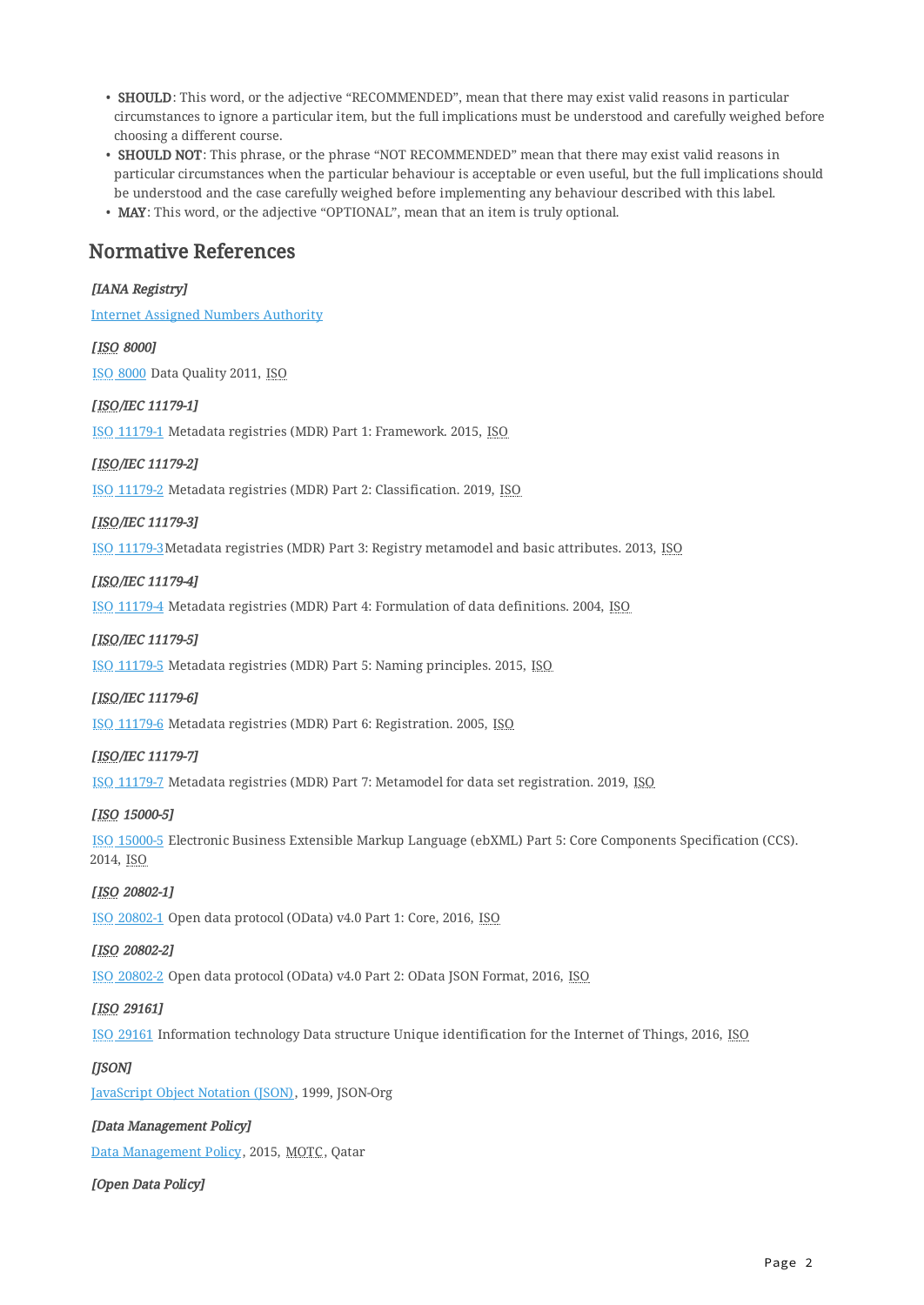- **SHOULD**: This word, or the adjective “RECOMMENDED”, mean that there may exist valid reasons in particular circumstances to ignore a particular item, but the full implications must be understood and carefully weighed before choosing a different course.
- **SHOULD NOT**: This phrase, or the phrase “NOT RECOMMENDED” mean that there may exist valid reasons in particular circumstances when the particular behaviour is acceptable or even useful, but the full implications should be understood and the case carefully weighed before implementing any behaviour described with this label.
- **MAY**: This word, or the adjective “OPTIONAL”, mean that an item is truly optional.

## Normative References

***[IANA Registry]***

Internet Assigned Numbers Authority

***[ISO 8000]***

ISO 8000 Data Quality 2011, ISO

***[ISO/IEC 11179-1]***

ISO 11179-1 Metadata registries (MDR) Part 1: Framework. 2015, ISO

***[ISO/IEC 11179-2]***

ISO 11179-2 Metadata registries (MDR) Part 2: Classification. 2019, ISO

***[ISO/IEC 11179-3]***

ISO 11179-3Metadata registries (MDR) Part 3: Registry metamodel and basic attributes. 2013, ISO

***[ISO/IEC 11179-4]***

ISO 11179-4 Metadata registries (MDR) Part 4: Formulation of data definitions. 2004, ISO

***[ISO/IEC 11179-5]***

ISO 11179-5 Metadata registries (MDR) Part 5: Naming principles. 2015, ISO

***[ISO/IEC 11179-6]***

ISO 11179-6 Metadata registries (MDR) Part 6: Registration. 2005, ISO

***[ISO/IEC 11179-7]***

ISO 11179-7 Metadata registries (MDR) Part 7: Metamodel for data set registration. 2019, ISO

***[ISO 15000-5]***

ISO 15000-5 Electronic Business Extensible Markup Language (ebXML) Part 5: Core Components Specification (CCS). 2014, ISO

***[ISO 20802-1]***

ISO 20802-1 Open data protocol (OData) v4.0 Part 1: Core, 2016, ISO

***[ISO 20802-2]***

ISO 20802-2 Open data protocol (OData) v4.0 Part 2: OData JSON Format, 2016, ISO

***[ISO 29161]***

ISO 29161 Information technology Data structure Unique identification for the Internet of Things, 2016, ISO

***[JSON]***

JavaScript Object Notation (JSON), 1999, JSON-Org

***[Data Management Policy]***

Data Management Policy, 2015, MOTC, Qatar

***[Open Data Policy]***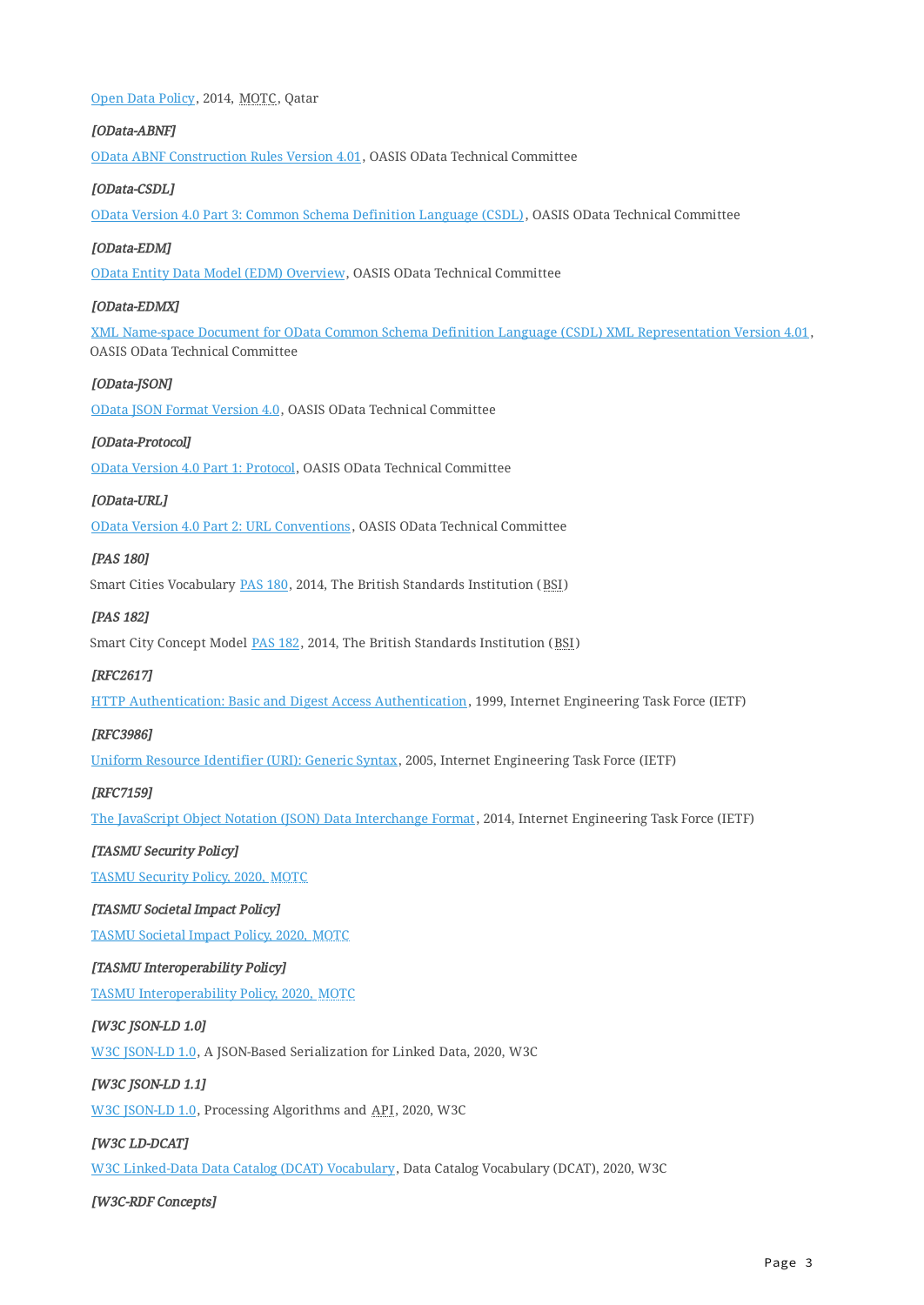Open Data Policy, 2014, MOTC, Qatar

*[OData-ABNF]*

OData ABNF Construction Rules Version 4.01, OASIS OData Technical Committee

*[OData-CSDL]*

OData Version 4.0 Part 3: Common Schema Definition Language (CSDL), OASIS OData Technical Committee

*[OData-EDM]*

OData Entity Data Model (EDM) Overview, OASIS OData Technical Committee

*[OData-EDMX]*

XML Name-space Document for OData Common Schema Definition Language (CSDL) XML Representation Version 4.01, OASIS OData Technical Committee

*[OData-JSON]*

OData JSON Format Version 4.0, OASIS OData Technical Committee

*[OData-Protocol]*

OData Version 4.0 Part 1: Protocol, OASIS OData Technical Committee

*[OData-URL]*

OData Version 4.0 Part 2: URL Conventions, OASIS OData Technical Committee

*[PAS 180]*

Smart Cities Vocabulary PAS 180, 2014, The British Standards Institution (BSI)

*[PAS 182]*

Smart City Concept Model PAS 182, 2014, The British Standards Institution (BSI)

*[RFC2617]*

HTTP Authentication: Basic and Digest Access Authentication, 1999, Internet Engineering Task Force (IETF)

*[RFC3986]*

Uniform Resource Identifier (URI): Generic Syntax, 2005, Internet Engineering Task Force (IETF)

*[RFC7159]*

The JavaScript Object Notation (JSON) Data Interchange Format, 2014, Internet Engineering Task Force (IETF)

*[TASMU Security Policy]*

TASMU Security Policy, 2020, MOTC

*[TASMU Societal Impact Policy]*

TASMU Societal Impact Policy, 2020, MOTC

*[TASMU Interoperability Policy]*

TASMU Interoperability Policy, 2020, MOTC

*[W3C JSON-LD 1.0]*

W3C JSON-LD 1.0, A JSON-Based Serialization for Linked Data, 2020, W3C

*[W3C JSON-LD 1.1]*

W3C JSON-LD 1.0, Processing Algorithms and API, 2020, W3C

*[W3C LD-DCAT]*

W3C Linked-Data Data Catalog (DCAT) Vocabulary, Data Catalog Vocabulary (DCAT), 2020, W3C

*[W3C-RDF Concepts]*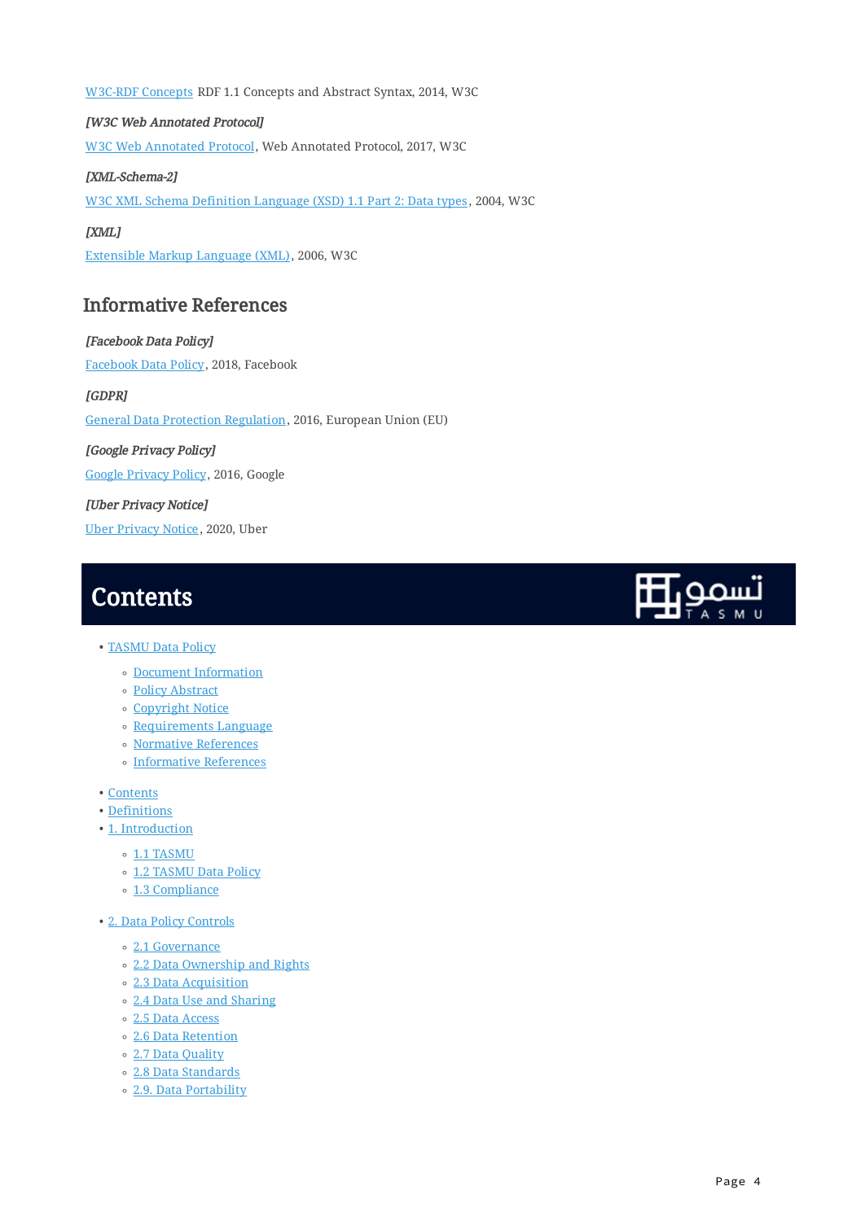W3C-RDF Concepts RDF 1.1 Concepts and Abstract Syntax, 2014, W3C

*[W3C Web Annotated Protocol]*

W3C Web Annotated Protocol, Web Annotated Protocol, 2017, W3C

*[XML-Schema-2]*

W3C XML Schema Definition Language (XSD) 1.1 Part 2: Data types, 2004, W3C

*[XML]*

Extensible Markup Language (XML), 2006, W3C

## Informative References

*[Facebook Data Policy]*

Facebook Data Policy, 2018, Facebook

*[GDPR]*

General Data Protection Regulation, 2016, European Union (EU)

*[Google Privacy Policy]*

Google Privacy Policy, 2016, Google

*[Uber Privacy Notice]*

Uber Privacy Notice, 2020, Uber

# Contents

- TASMU Data Policy
  - Document Information
  - Policy Abstract
  - Copyright Notice
  - Requirements Language
  - Normative References
  - Informative References
- Contents
- Definitions
- 1. Introduction
  - 1.1 TASMU
  - 1.2 TASMU Data Policy
  - 1.3 Compliance
- 2. Data Policy Controls
  - 2.1 Governance
  - 2.2 Data Ownership and Rights
  - 2.3 Data Acquisition
  - 2.4 Data Use and Sharing
  - 2.5 Data Access
  - 2.6 Data Retention
  - 2.7 Data Quality
  - 2.8 Data Standards
  - 2.9. Data Portability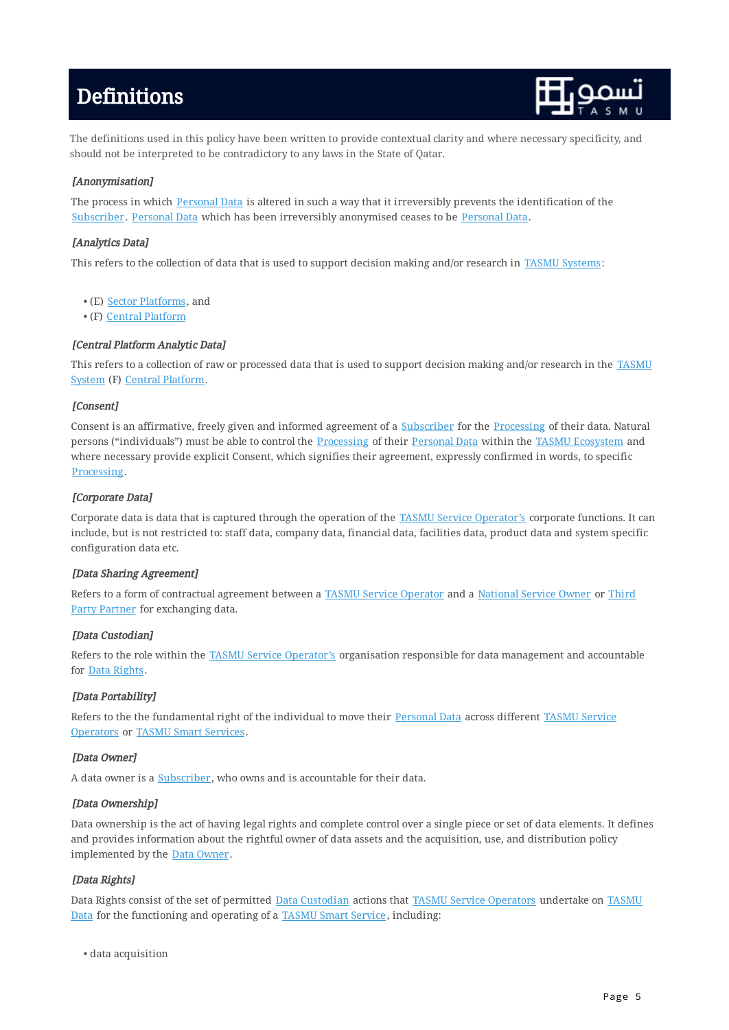# Definitions

The definitions used in this policy have been written to provide contextual clarity and where necessary specificity, and should not be interpreted to be contradictory to any laws in the State of Qatar.

### *[Anonymisation]*

The process in which Personal Data is altered in such a way that it irreversibly prevents the identification of the Subscriber. Personal Data which has been irreversibly anonymised ceases to be Personal Data.

### *[Analytics Data]*

This refers to the collection of data that is used to support decision making and/or research in TASMU Systems:

- (E) Sector Platforms, and
- (F) Central Platform

### *[Central Platform Analytic Data]*

This refers to a collection of raw or processed data that is used to support decision making and/or research in the TASMU System (F) Central Platform.

### *[Consent]*

Consent is an affirmative, freely given and informed agreement of a Subscriber for the Processing of their data. Natural persons ("individuals") must be able to control the Processing of their Personal Data within the TASMU Ecosystem and where necessary provide explicit Consent, which signifies their agreement, expressly confirmed in words, to specific Processing.

### *[Corporate Data]*

Corporate data is data that is captured through the operation of the TASMU Service Operator's corporate functions. It can include, but is not restricted to: staff data, company data, financial data, facilities data, product data and system specific configuration data etc.

### *[Data Sharing Agreement]*

Refers to a form of contractual agreement between a TASMU Service Operator and a National Service Owner or Third Party Partner for exchanging data.

### *[Data Custodian]*

Refers to the role within the TASMU Service Operator's organisation responsible for data management and accountable for Data Rights.

### *[Data Portability]*

Refers to the the fundamental right of the individual to move their Personal Data across different TASMU Service Operators or TASMU Smart Services.

### *[Data Owner]*

A data owner is a Subscriber, who owns and is accountable for their data.

### *[Data Ownership]*

Data ownership is the act of having legal rights and complete control over a single piece or set of data elements. It defines and provides information about the rightful owner of data assets and the acquisition, use, and distribution policy implemented by the Data Owner.

### *[Data Rights]*

Data Rights consist of the set of permitted Data Custodian actions that TASMU Service Operators undertake on TASMU Data for the functioning and operating of a TASMU Smart Service, including:

- data acquisition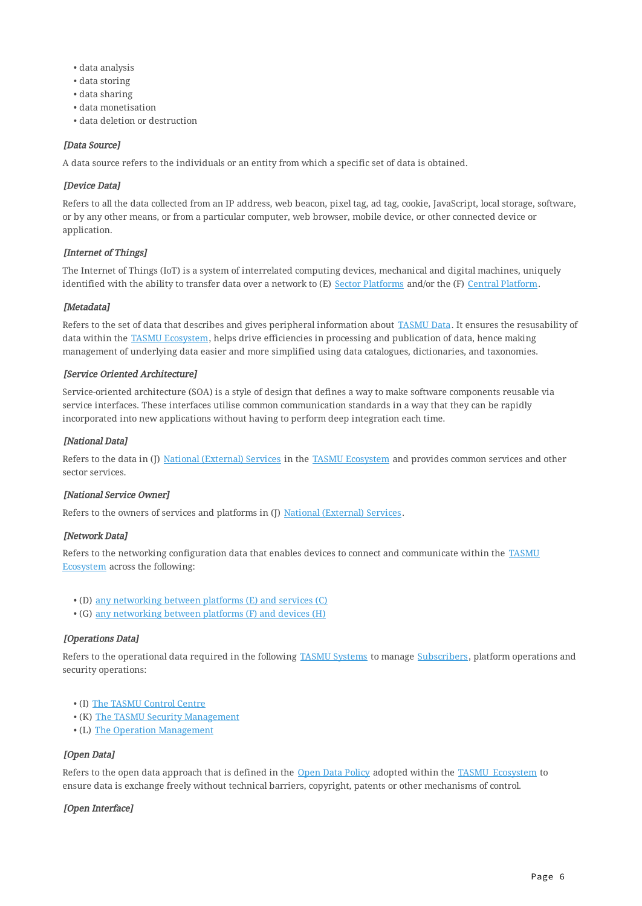- data analysis
- data storing
- data sharing
- data monetisation
- data deletion or destruction

***[Data Source]***

A data source refers to the individuals or an entity from which a specific set of data is obtained.

***[Device Data]***

Refers to all the data collected from an IP address, web beacon, pixel tag, ad tag, cookie, JavaScript, local storage, software, or by any other means, or from a particular computer, web browser, mobile device, or other connected device or application.

***[Internet of Things]***

The Internet of Things (IoT) is a system of interrelated computing devices, mechanical and digital machines, uniquely identified with the ability to transfer data over a network to (E) Sector Platforms and/or the (F) Central Platform.

***[Metadata]***

Refers to the set of data that describes and gives peripheral information about TASMU Data. It ensures the resusability of data within the TASMU Ecosystem, helps drive efficiencies in processing and publication of data, hence making management of underlying data easier and more simplified using data catalogues, dictionaries, and taxonomies.

***[Service Oriented Architecture]***

Service-oriented architecture (SOA) is a style of design that defines a way to make software components reusable via service interfaces. These interfaces utilise common communication standards in a way that they can be rapidly incorporated into new applications without having to perform deep integration each time.

***[National Data]***

Refers to the data in (J) National (External) Services in the TASMU Ecosystem and provides common services and other sector services.

***[National Service Owner]***

Refers to the owners of services and platforms in (J) National (External) Services.

***[Network Data]***

Refers to the networking configuration data that enables devices to connect and communicate within the TASMU Ecosystem across the following:

- (D) any networking between platforms (E) and services (C)
- (G) any networking between platforms (F) and devices (H)

***[Operations Data]***

Refers to the operational data required in the following TASMU Systems to manage Subscribers, platform operations and security operations:

- (I) The TASMU Control Centre
- (K) The TASMU Security Management
- (L) The Operation Management

***[Open Data]***

Refers to the open data approach that is defined in the Open Data Policy adopted within the TASMU Ecosystem to ensure data is exchange freely without technical barriers, copyright, patents or other mechanisms of control.

***[Open Interface]***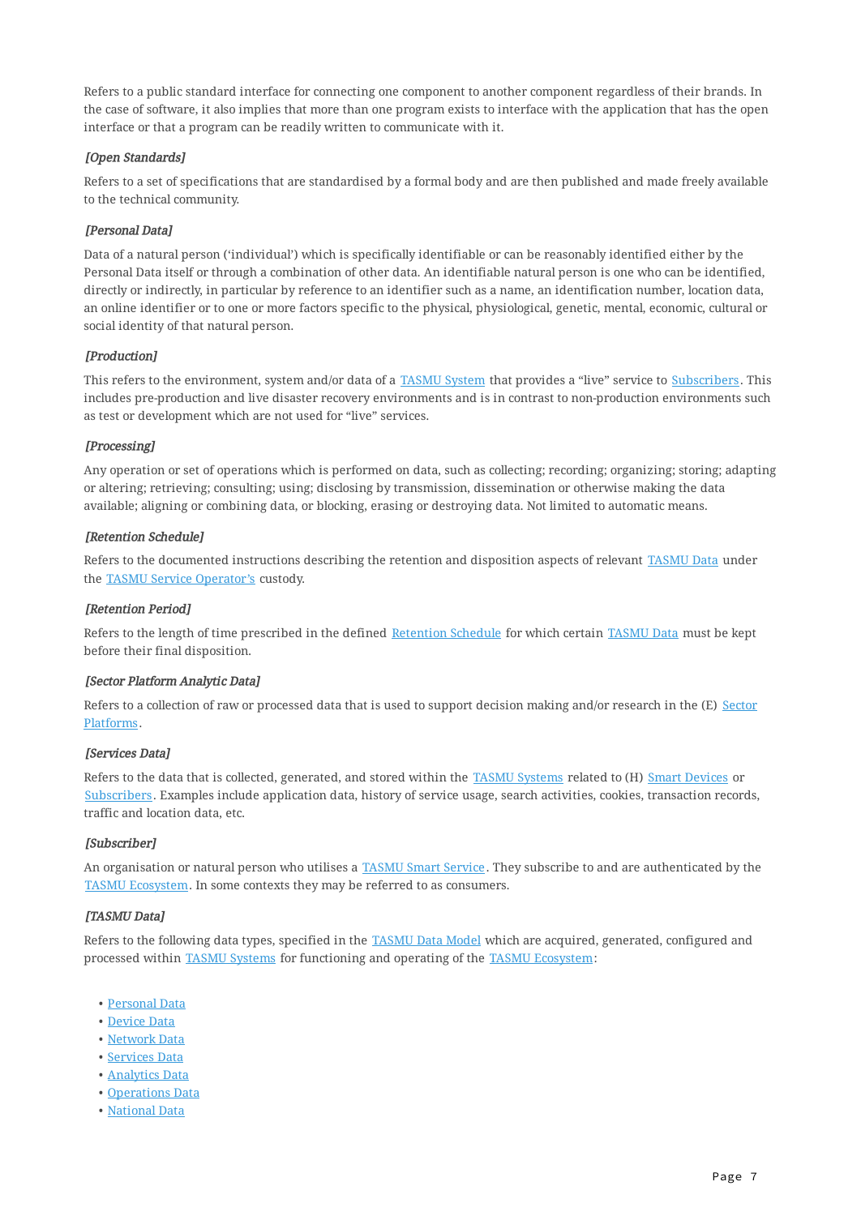Refers to a public standard interface for connecting one component to another component regardless of their brands. In the case of software, it also implies that more than one program exists to interface with the application that has the open interface or that a program can be readily written to communicate with it.

*[Open Standards]*

Refers to a set of specifications that are standardised by a formal body and are then published and made freely available to the technical community.

*[Personal Data]*

Data of a natural person ('individual') which is specifically identifiable or can be reasonably identified either by the Personal Data itself or through a combination of other data. An identifiable natural person is one who can be identified, directly or indirectly, in particular by reference to an identifier such as a name, an identification number, location data, an online identifier or to one or more factors specific to the physical, physiological, genetic, mental, economic, cultural or social identity of that natural person.

*[Production]*

This refers to the environment, system and/or data of a TASMU System that provides a "live" service to Subscribers. This includes pre-production and live disaster recovery environments and is in contrast to non-production environments such as test or development which are not used for "live" services.

*[Processing]*

Any operation or set of operations which is performed on data, such as collecting; recording; organizing; storing; adapting or altering; retrieving; consulting; using; disclosing by transmission, dissemination or otherwise making the data available; aligning or combining data, or blocking, erasing or destroying data. Not limited to automatic means.

*[Retention Schedule]*

Refers to the documented instructions describing the retention and disposition aspects of relevant TASMU Data under the TASMU Service Operator's custody.

*[Retention Period]*

Refers to the length of time prescribed in the defined Retention Schedule for which certain TASMU Data must be kept before their final disposition.

*[Sector Platform Analytic Data]*

Refers to a collection of raw or processed data that is used to support decision making and/or research in the (E) Sector Platforms.

*[Services Data]*

Refers to the data that is collected, generated, and stored within the TASMU Systems related to (H) Smart Devices or Subscribers. Examples include application data, history of service usage, search activities, cookies, transaction records, traffic and location data, etc.

*[Subscriber]*

An organisation or natural person who utilises a TASMU Smart Service. They subscribe to and are authenticated by the TASMU Ecosystem. In some contexts they may be referred to as consumers.

*[TASMU Data]*

Refers to the following data types, specified in the TASMU Data Model which are acquired, generated, configured and processed within TASMU Systems for functioning and operating of the TASMU Ecosystem:

- Personal Data
- Device Data
- Network Data
- Services Data
- Analytics Data
- Operations Data
- National Data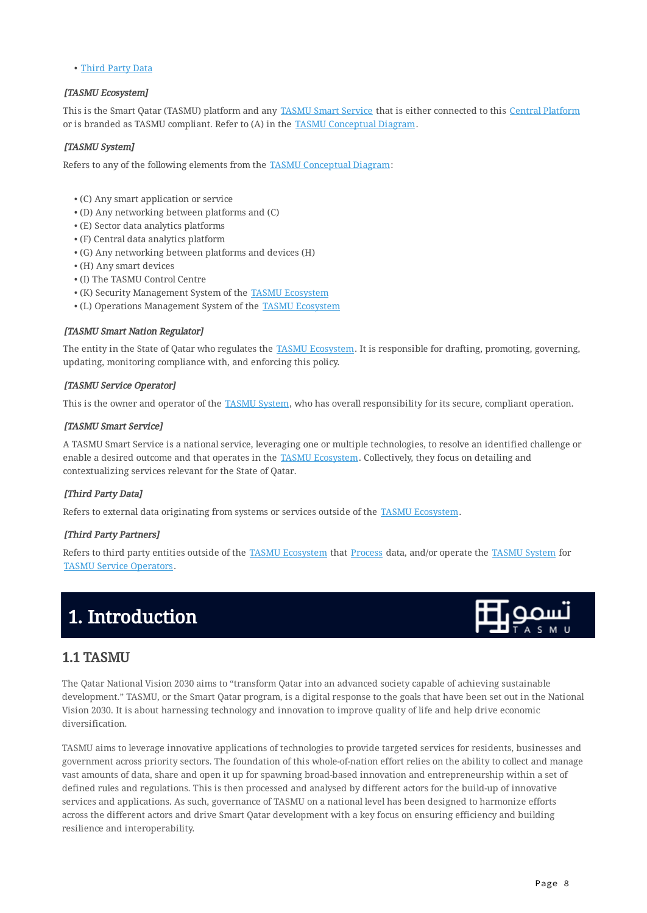- Third Party Data

*[TASMU Ecosystem]*

This is the Smart Qatar (TASMU) platform and any TASMU Smart Service that is either connected to this Central Platform or is branded as TASMU compliant. Refer to (A) in the TASMU Conceptual Diagram.

*[TASMU System]*

Refers to any of the following elements from the TASMU Conceptual Diagram:

- (C) Any smart application or service
- (D) Any networking between platforms and (C)
- (E) Sector data analytics platforms
- (F) Central data analytics platform
- (G) Any networking between platforms and devices (H)
- (H) Any smart devices
- (I) The TASMU Control Centre
- (K) Security Management System of the TASMU Ecosystem
- (L) Operations Management System of the TASMU Ecosystem

*[TASMU Smart Nation Regulator]*

The entity in the State of Qatar who regulates the TASMU Ecosystem. It is responsible for drafting, promoting, governing, updating, monitoring compliance with, and enforcing this policy.

*[TASMU Service Operator]*

This is the owner and operator of the TASMU System, who has overall responsibility for its secure, compliant operation.

*[TASMU Smart Service]*

A TASMU Smart Service is a national service, leveraging one or multiple technologies, to resolve an identified challenge or enable a desired outcome and that operates in the TASMU Ecosystem. Collectively, they focus on detailing and contextualizing services relevant for the State of Qatar.

*[Third Party Data]*

Refers to external data originating from systems or services outside of the TASMU Ecosystem.

*[Third Party Partners]*

Refers to third party entities outside of the TASMU Ecosystem that Process data, and/or operate the TASMU System for TASMU Service Operators.

# 1. Introduction

## 1.1 TASMU

The Qatar National Vision 2030 aims to "transform Qatar into an advanced society capable of achieving sustainable development." TASMU, or the Smart Qatar program, is a digital response to the goals that have been set out in the National Vision 2030. It is about harnessing technology and innovation to improve quality of life and help drive economic diversification.

TASMU aims to leverage innovative applications of technologies to provide targeted services for residents, businesses and government across priority sectors. The foundation of this whole-of-nation effort relies on the ability to collect and manage vast amounts of data, share and open it up for spawning broad-based innovation and entrepreneurship within a set of defined rules and regulations. This is then processed and analysed by different actors for the build-up of innovative services and applications. As such, governance of TASMU on a national level has been designed to harmonize efforts across the different actors and drive Smart Qatar development with a key focus on ensuring efficiency and building resilience and interoperability.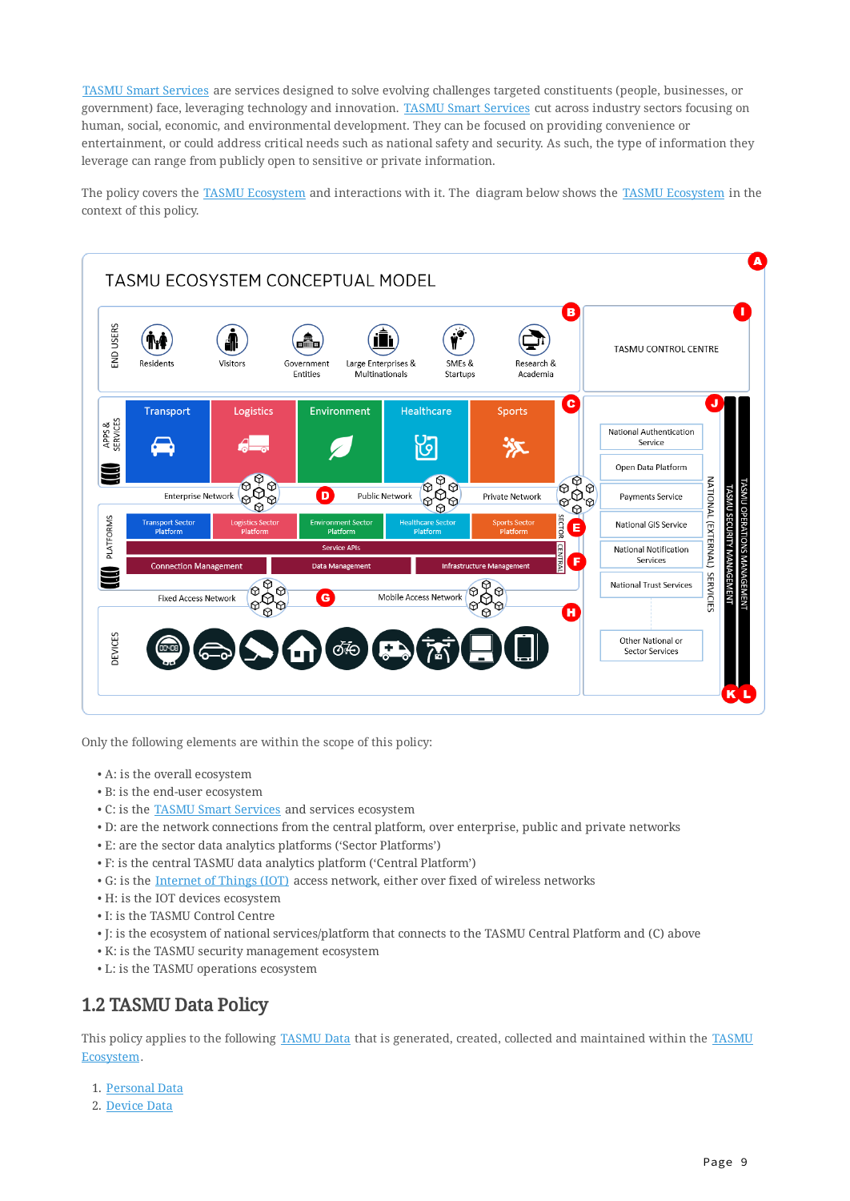TASMU Smart Services are services designed to solve evolving challenges targeted constituents (people, businesses, or government) face, leveraging technology and innovation. TASMU Smart Services cut across industry sectors focusing on human, social, economic, and environmental development. They can be focused on providing convenience or entertainment, or could address critical needs such as national safety and security. As such, the type of information they leverage can range from publicly open to sensitive or private information.

The policy covers the TASMU Ecosystem and interactions with it. The diagram below shows the TASMU Ecosystem in the context of this policy.

TASMU ECOSYSTEM CONCEPTUAL MODEL

Only the following elements are within the scope of this policy:

- A: is the overall ecosystem
- B: is the end-user ecosystem
- C: is the TASMU Smart Services and services ecosystem
- D: are the network connections from the central platform, over enterprise, public and private networks
- E: are the sector data analytics platforms ('Sector Platforms')
- F: is the central TASMU data analytics platform ('Central Platform')
- G: is the Internet of Things (IOT) access network, either over fixed of wireless networks
- H: is the IOT devices ecosystem
- I: is the TASMU Control Centre
- J: is the ecosystem of national services/platform that connects to the TASMU Central Platform and (C) above
- K: is the TASMU security management ecosystem
- L: is the TASMU operations ecosystem

## 1.2 TASMU Data Policy

This policy applies to the following TASMU Data that is generated, created, collected and maintained within the TASMU Ecosystem.

1. Personal Data
2. Device Data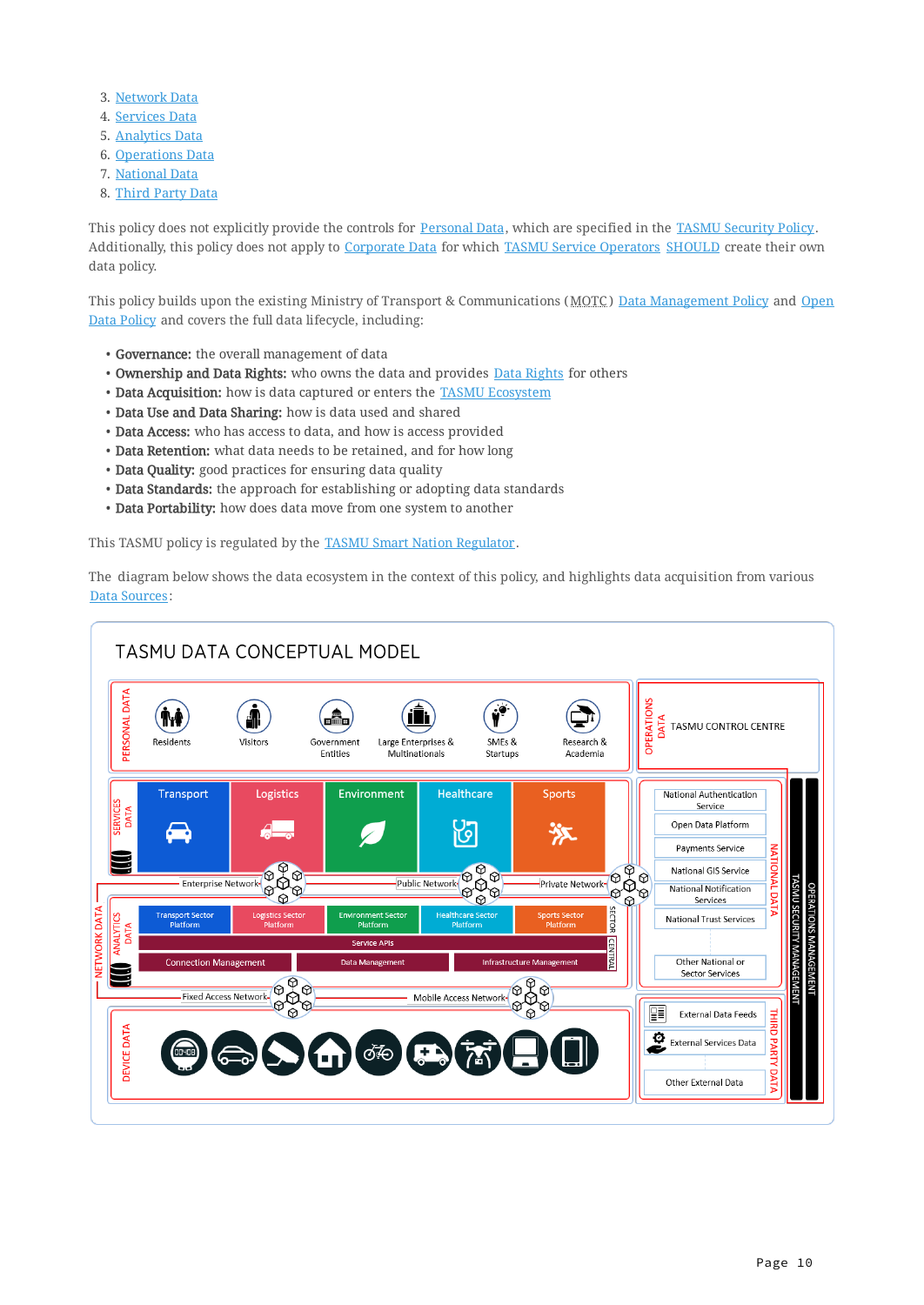3. Network Data
4. Services Data
5. Analytics Data
6. Operations Data
7. National Data
8. Third Party Data

This policy does not explicitly provide the controls for Personal Data, which are specified in the TASMU Security Policy. Additionally, this policy does not apply to Corporate Data for which TASMU Service Operators SHOULD create their own data policy.

This policy builds upon the existing Ministry of Transport & Communications (MOTC) Data Management Policy and Open Data Policy and covers the full data lifecycle, including:

- **Governance:** the overall management of data
- **Ownership and Data Rights:** who owns the data and provides Data Rights for others
- **Data Acquisition:** how is data captured or enters the TASMU Ecosystem
- **Data Use and Data Sharing:** how is data used and shared
- **Data Access:** who has access to data, and how is access provided
- **Data Retention:** what data needs to be retained, and for how long
- **Data Quality:** good practices for ensuring data quality
- **Data Standards:** the approach for establishing or adopting data standards
- **Data Portability:** how does data move from one system to another

This TASMU policy is regulated by the TASMU Smart Nation Regulator.

The diagram below shows the data ecosystem in the context of this policy, and highlights data acquisition from various Data Sources:

TASMU DATA CONCEPTUAL MODEL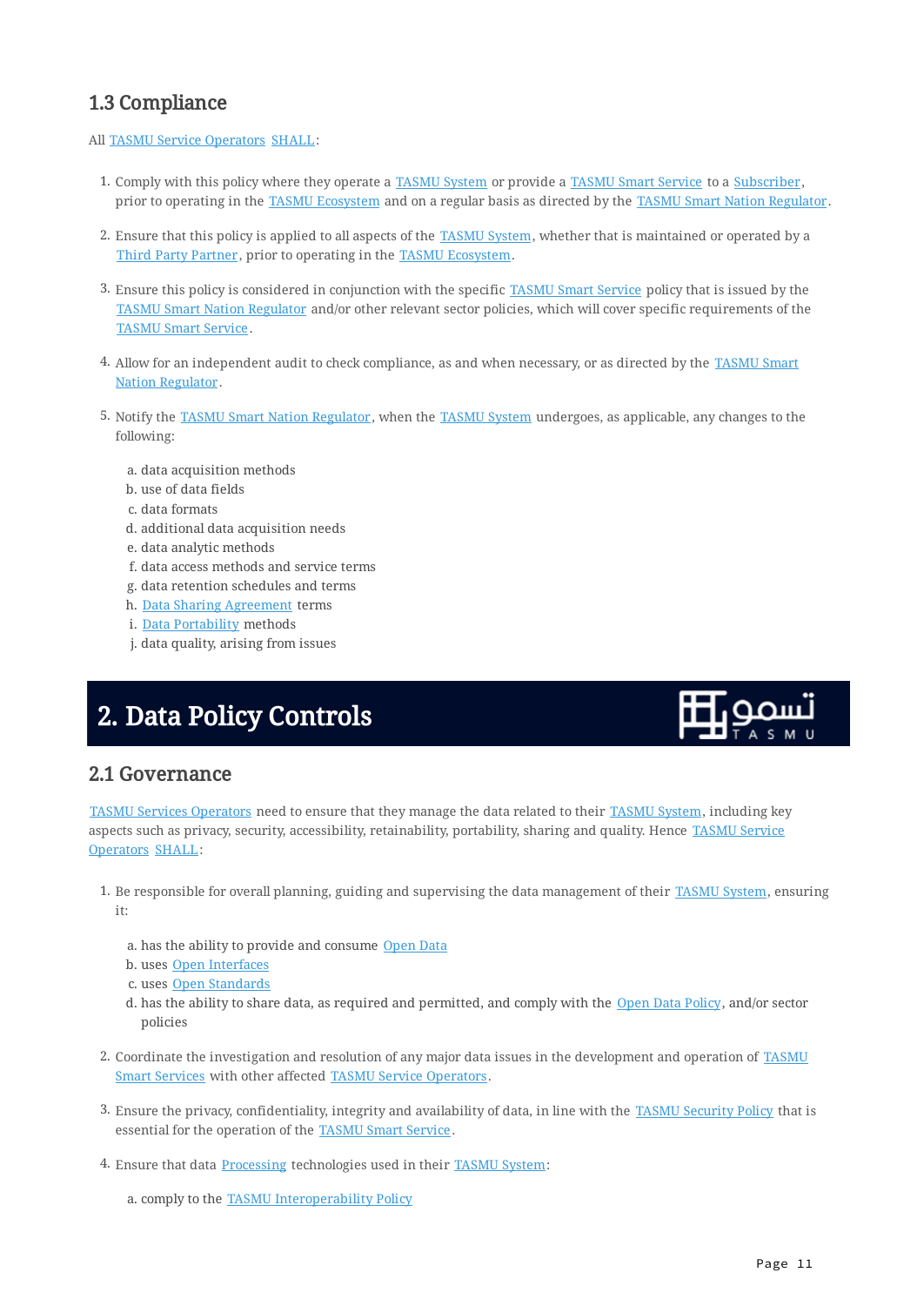## 1.3 Compliance

All TASMU Service Operators SHALL:

1. Comply with this policy where they operate a TASMU System or provide a TASMU Smart Service to a Subscriber, prior to operating in the TASMU Ecosystem and on a regular basis as directed by the TASMU Smart Nation Regulator.

2. Ensure that this policy is applied to all aspects of the TASMU System, whether that is maintained or operated by a Third Party Partner, prior to operating in the TASMU Ecosystem.

3. Ensure this policy is considered in conjunction with the specific TASMU Smart Service policy that is issued by the TASMU Smart Nation Regulator and/or other relevant sector policies, which will cover specific requirements of the TASMU Smart Service.

4. Allow for an independent audit to check compliance, as and when necessary, or as directed by the TASMU Smart Nation Regulator.

5. Notify the TASMU Smart Nation Regulator, when the TASMU System undergoes, as applicable, any changes to the following:

   a. data acquisition methods
   b. use of data fields
   c. data formats
   d. additional data acquisition needs
   e. data analytic methods
   f. data access methods and service terms
   g. data retention schedules and terms
   h. Data Sharing Agreement terms
   i. Data Portability methods
   j. data quality, arising from issues

# 2. Data Policy Controls

## 2.1 Governance

TASMU Services Operators need to ensure that they manage the data related to their TASMU System, including key aspects such as privacy, security, accessibility, retainability, portability, sharing and quality. Hence TASMU Service Operators SHALL:

1. Be responsible for overall planning, guiding and supervising the data management of their TASMU System, ensuring it:

   a. has the ability to provide and consume Open Data
   b. uses Open Interfaces
   c. uses Open Standards
   d. has the ability to share data, as required and permitted, and comply with the Open Data Policy, and/or sector policies

2. Coordinate the investigation and resolution of any major data issues in the development and operation of TASMU Smart Services with other affected TASMU Service Operators.

3. Ensure the privacy, confidentiality, integrity and availability of data, in line with the TASMU Security Policy that is essential for the operation of the TASMU Smart Service.

4. Ensure that data Processing technologies used in their TASMU System:

   a. comply to the TASMU Interoperability Policy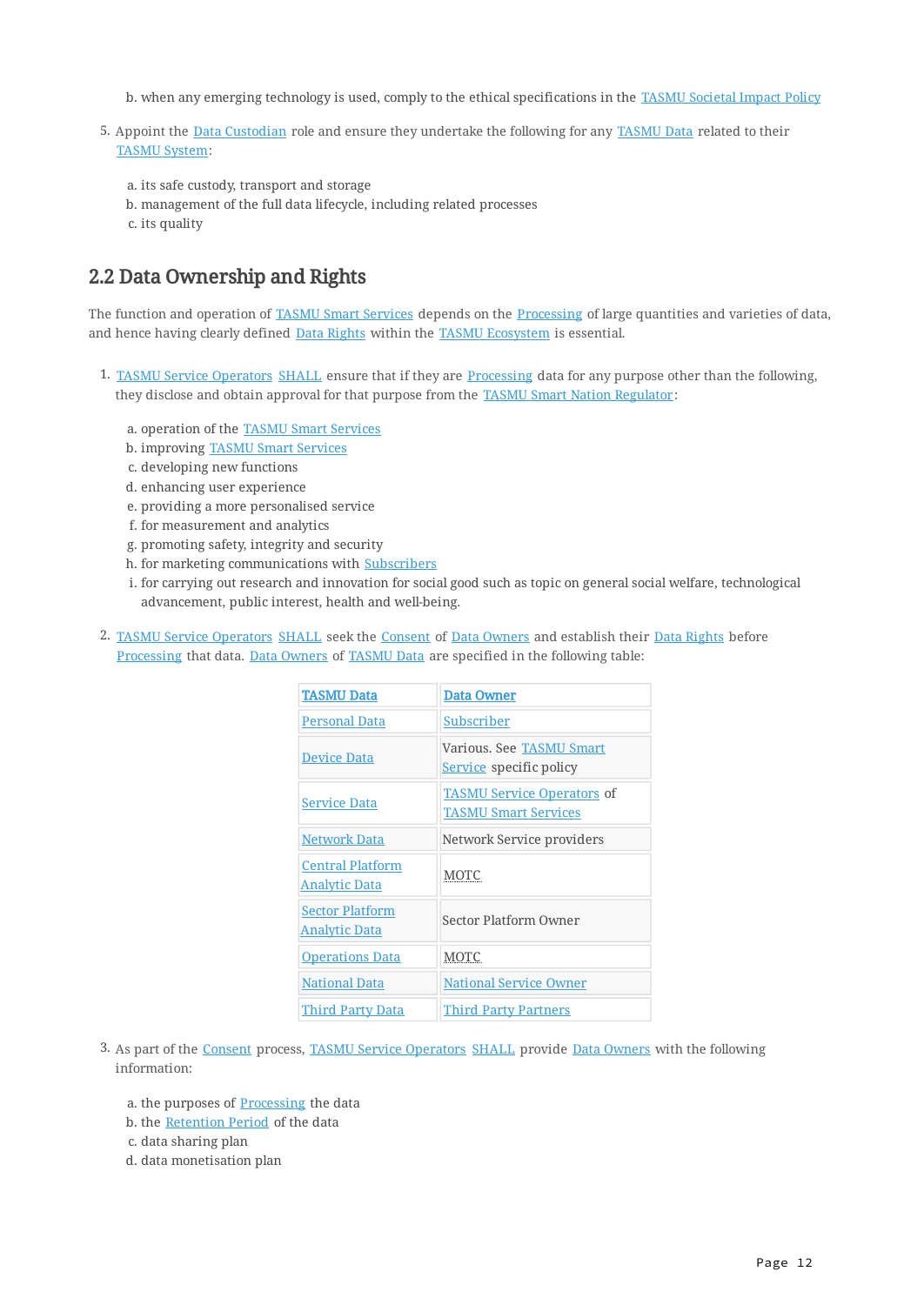b. when any emerging technology is used, comply to the ethical specifications in the TASMU Societal Impact Policy

5. Appoint the Data Custodian role and ensure they undertake the following for any TASMU Data related to their TASMU System:

   a. its safe custody, transport and storage
   b. management of the full data lifecycle, including related processes
   c. its quality

## 2.2 Data Ownership and Rights

The function and operation of TASMU Smart Services depends on the Processing of large quantities and varieties of data, and hence having clearly defined Data Rights within the TASMU Ecosystem is essential.

1. TASMU Service Operators SHALL ensure that if they are Processing data for any purpose other than the following, they disclose and obtain approval for that purpose from the TASMU Smart Nation Regulator:

   a. operation of the TASMU Smart Services
   b. improving TASMU Smart Services
   c. developing new functions
   d. enhancing user experience
   e. providing a more personalised service
   f. for measurement and analytics
   g. promoting safety, integrity and security
   h. for marketing communications with Subscribers
   i. for carrying out research and innovation for social good such as topic on general social welfare, technological advancement, public interest, health and well-being.

2. TASMU Service Operators SHALL seek the Consent of Data Owners and establish their Data Rights before Processing that data. Data Owners of TASMU Data are specified in the following table:

| TASMU Data | Data Owner |
|---|---|
| Personal Data | Subscriber |
| Device Data | Various. See TASMU Smart Service specific policy |
| Service Data | TASMU Service Operators of TASMU Smart Services |
| Network Data | Network Service providers |
| Central Platform Analytic Data | MOTC |
| Sector Platform Analytic Data | Sector Platform Owner |
| Operations Data | MOTC |
| National Data | National Service Owner |
| Third Party Data | Third Party Partners |

3. As part of the Consent process, TASMU Service Operators SHALL provide Data Owners with the following information:

   a. the purposes of Processing the data
   b. the Retention Period of the data
   c. data sharing plan
   d. data monetisation plan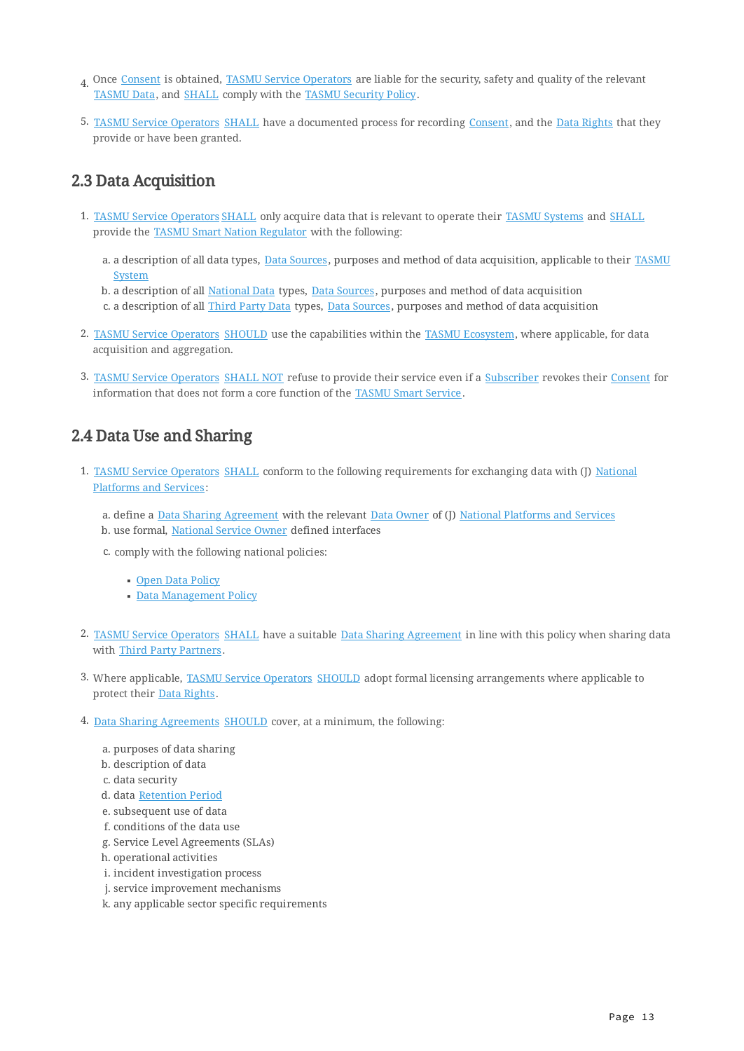4. Once Consent is obtained, TASMU Service Operators are liable for the security, safety and quality of the relevant TASMU Data, and SHALL comply with the TASMU Security Policy.

5. TASMU Service Operators SHALL have a documented process for recording Consent, and the Data Rights that they provide or have been granted.

## 2.3 Data Acquisition

1. TASMU Service Operators SHALL only acquire data that is relevant to operate their TASMU Systems and SHALL provide the TASMU Smart Nation Regulator with the following:

   a. a description of all data types, Data Sources, purposes and method of data acquisition, applicable to their TASMU System
   b. a description of all National Data types, Data Sources, purposes and method of data acquisition
   c. a description of all Third Party Data types, Data Sources, purposes and method of data acquisition

2. TASMU Service Operators SHOULD use the capabilities within the TASMU Ecosystem, where applicable, for data acquisition and aggregation.

3. TASMU Service Operators SHALL NOT refuse to provide their service even if a Subscriber revokes their Consent for information that does not form a core function of the TASMU Smart Service.

## 2.4 Data Use and Sharing

1. TASMU Service Operators SHALL conform to the following requirements for exchanging data with (J) National Platforms and Services:

   a. define a Data Sharing Agreement with the relevant Data Owner of (J) National Platforms and Services
   b. use formal, National Service Owner defined interfaces
   c. comply with the following national policies:

      - Open Data Policy
      - Data Management Policy

2. TASMU Service Operators SHALL have a suitable Data Sharing Agreement in line with this policy when sharing data with Third Party Partners.

3. Where applicable, TASMU Service Operators SHOULD adopt formal licensing arrangements where applicable to protect their Data Rights.

4. Data Sharing Agreements SHOULD cover, at a minimum, the following:

   a. purposes of data sharing
   b. description of data
   c. data security
   d. data Retention Period
   e. subsequent use of data
   f. conditions of the data use
   g. Service Level Agreements (SLAs)
   h. operational activities
   i. incident investigation process
   j. service improvement mechanisms
   k. any applicable sector specific requirements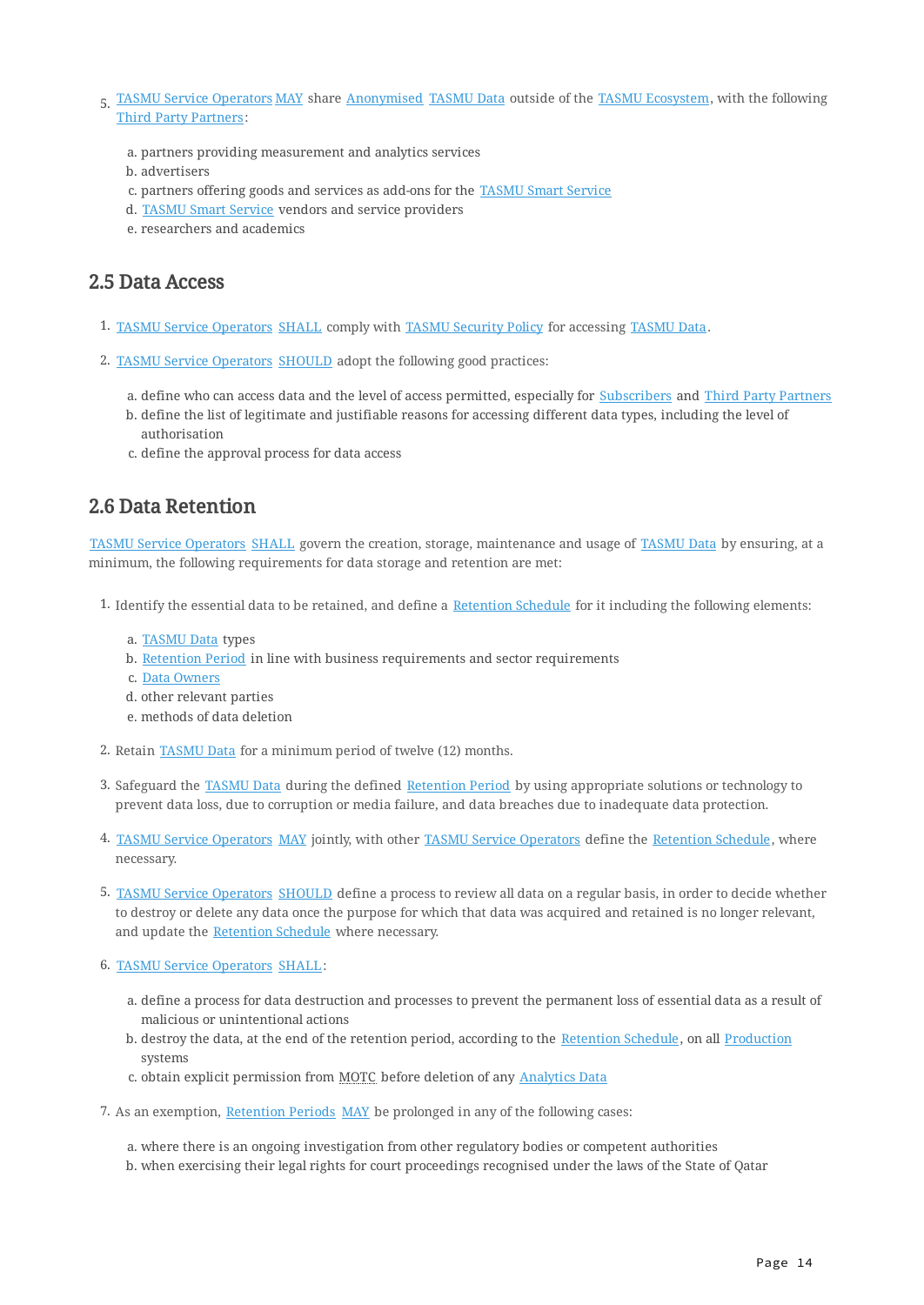5. TASMU Service Operators MAY share Anonymised TASMU Data outside of the TASMU Ecosystem, with the following Third Party Partners:

   a. partners providing measurement and analytics services
   b. advertisers
   c. partners offering goods and services as add-ons for the TASMU Smart Service
   d. TASMU Smart Service vendors and service providers
   e. researchers and academics

## 2.5 Data Access

1. TASMU Service Operators SHALL comply with TASMU Security Policy for accessing TASMU Data.

2. TASMU Service Operators SHOULD adopt the following good practices:

   a. define who can access data and the level of access permitted, especially for Subscribers and Third Party Partners
   b. define the list of legitimate and justifiable reasons for accessing different data types, including the level of authorisation
   c. define the approval process for data access

## 2.6 Data Retention

TASMU Service Operators SHALL govern the creation, storage, maintenance and usage of TASMU Data by ensuring, at a minimum, the following requirements for data storage and retention are met:

1. Identify the essential data to be retained, and define a Retention Schedule for it including the following elements:

   a. TASMU Data types
   b. Retention Period in line with business requirements and sector requirements
   c. Data Owners
   d. other relevant parties
   e. methods of data deletion

2. Retain TASMU Data for a minimum period of twelve (12) months.

3. Safeguard the TASMU Data during the defined Retention Period by using appropriate solutions or technology to prevent data loss, due to corruption or media failure, and data breaches due to inadequate data protection.

4. TASMU Service Operators MAY jointly, with other TASMU Service Operators define the Retention Schedule, where necessary.

5. TASMU Service Operators SHOULD define a process to review all data on a regular basis, in order to decide whether to destroy or delete any data once the purpose for which that data was acquired and retained is no longer relevant, and update the Retention Schedule where necessary.

6. TASMU Service Operators SHALL:

   a. define a process for data destruction and processes to prevent the permanent loss of essential data as a result of malicious or unintentional actions
   b. destroy the data, at the end of the retention period, according to the Retention Schedule, on all Production systems
   c. obtain explicit permission from MOTC before deletion of any Analytics Data

7. As an exemption, Retention Periods MAY be prolonged in any of the following cases:

   a. where there is an ongoing investigation from other regulatory bodies or competent authorities
   b. when exercising their legal rights for court proceedings recognised under the laws of the State of Qatar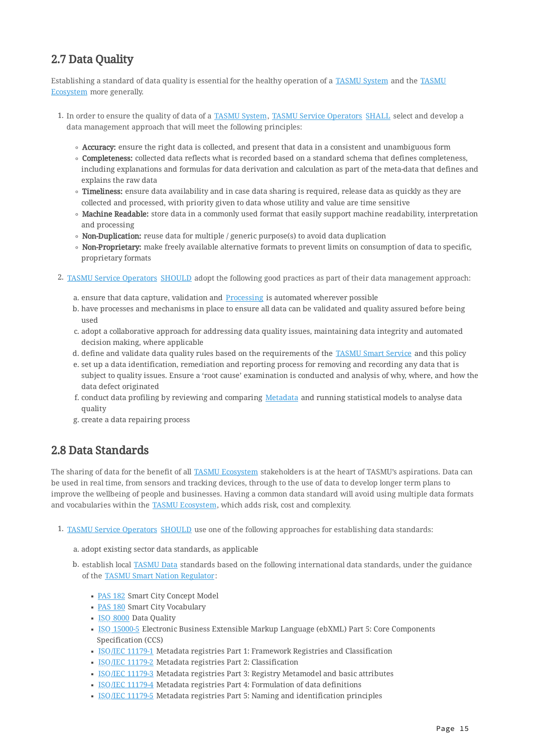## 2.7 Data Quality

Establishing a standard of data quality is essential for the healthy operation of a TASMU System and the TASMU Ecosystem more generally.

1. In order to ensure the quality of data of a TASMU System, TASMU Service Operators SHALL select and develop a data management approach that will meet the following principles:

    - **Accuracy:** ensure the right data is collected, and present that data in a consistent and unambiguous form
    - **Completeness:** collected data reflects what is recorded based on a standard schema that defines completeness, including explanations and formulas for data derivation and calculation as part of the meta-data that defines and explains the raw data
    - **Timeliness:** ensure data availability and in case data sharing is required, release data as quickly as they are collected and processed, with priority given to data whose utility and value are time sensitive
    - **Machine Readable:** store data in a commonly used format that easily support machine readability, interpretation and processing
    - **Non-Duplication:** reuse data for multiple / generic purpose(s) to avoid data duplication
    - **Non-Proprietary:** make freely available alternative formats to prevent limits on consumption of data to specific, proprietary formats

2. TASMU Service Operators SHOULD adopt the following good practices as part of their data management approach:

    a. ensure that data capture, validation and Processing is automated wherever possible
    b. have processes and mechanisms in place to ensure all data can be validated and quality assured before being used
    c. adopt a collaborative approach for addressing data quality issues, maintaining data integrity and automated decision making, where applicable
    d. define and validate data quality rules based on the requirements of the TASMU Smart Service and this policy
    e. set up a data identification, remediation and reporting process for removing and recording any data that is subject to quality issues. Ensure a 'root cause' examination is conducted and analysis of why, where, and how the data defect originated
    f. conduct data profiling by reviewing and comparing Metadata and running statistical models to analyse data quality
    g. create a data repairing process

## 2.8 Data Standards

The sharing of data for the benefit of all TASMU Ecosystem stakeholders is at the heart of TASMU's aspirations. Data can be used in real time, from sensors and tracking devices, through to the use of data to develop longer term plans to improve the wellbeing of people and businesses. Having a common data standard will avoid using multiple data formats and vocabularies within the TASMU Ecosystem, which adds risk, cost and complexity.

1. TASMU Service Operators SHOULD use one of the following approaches for establishing data standards:

    a. adopt existing sector data standards, as applicable

    b. establish local TASMU Data standards based on the following international data standards, under the guidance of the TASMU Smart Nation Regulator:

        - PAS 182 Smart City Concept Model
        - PAS 180 Smart City Vocabulary
        - ISO 8000 Data Quality
        - ISO 15000-5 Electronic Business Extensible Markup Language (ebXML) Part 5: Core Components Specification (CCS)
        - ISO/IEC 11179-1 Metadata registries Part 1: Framework Registries and Classification
        - ISO/IEC 11179-2 Metadata registries Part 2: Classification
        - ISO/IEC 11179-3 Metadata registries Part 3: Registry Metamodel and basic attributes
        - ISO/IEC 11179-4 Metadata registries Part 4: Formulation of data definitions
        - ISO/IEC 11179-5 Metadata registries Part 5: Naming and identification principles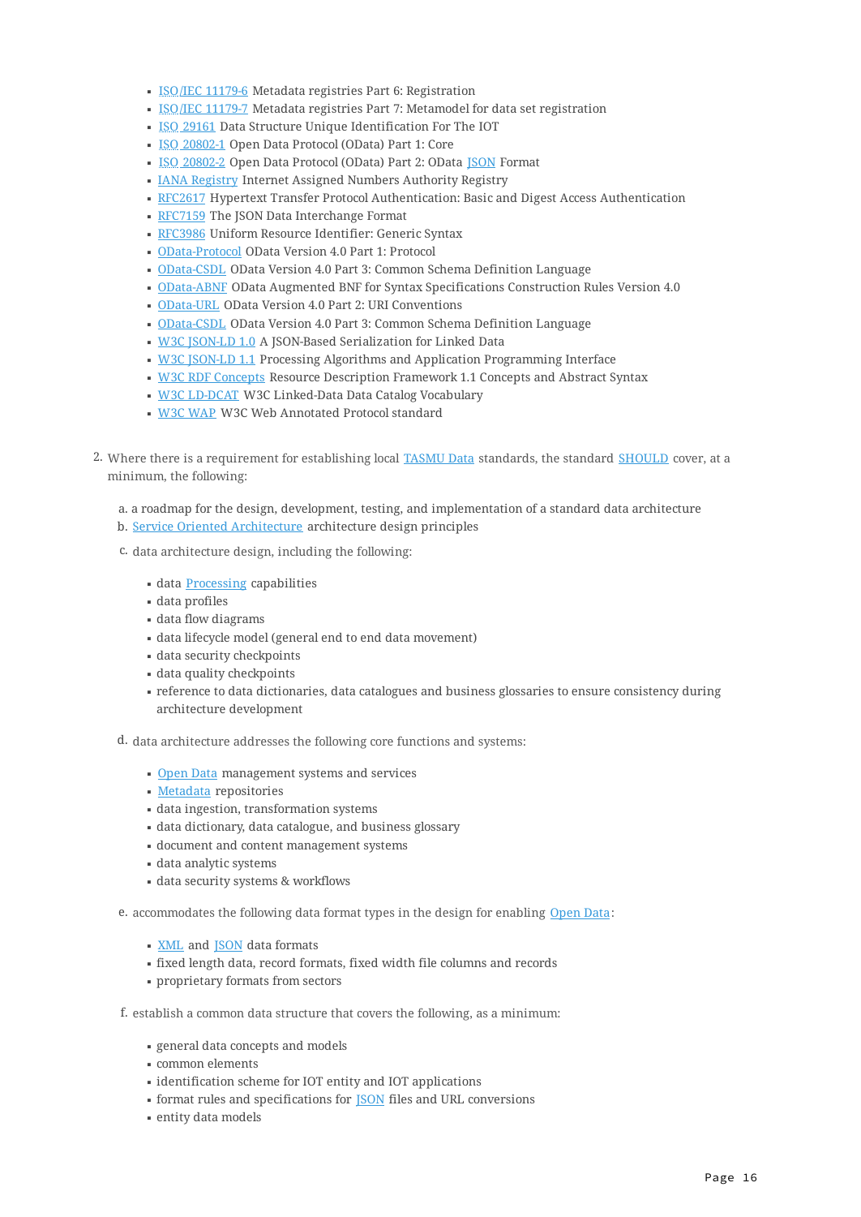- ISO/IEC 11179-6 Metadata registries Part 6: Registration
- ISO/IEC 11179-7 Metadata registries Part 7: Metamodel for data set registration
- ISO 29161 Data Structure Unique Identification For The IOT
- ISO 20802-1 Open Data Protocol (OData) Part 1: Core
- ISO 20802-2 Open Data Protocol (OData) Part 2: OData JSON Format
- IANA Registry Internet Assigned Numbers Authority Registry
- RFC2617 Hypertext Transfer Protocol Authentication: Basic and Digest Access Authentication
- RFC7159 The JSON Data Interchange Format
- RFC3986 Uniform Resource Identifier: Generic Syntax
- OData-Protocol OData Version 4.0 Part 1: Protocol
- OData-CSDL OData Version 4.0 Part 3: Common Schema Definition Language
- OData-ABNF OData Augmented BNF for Syntax Specifications Construction Rules Version 4.0
- OData-URL OData Version 4.0 Part 2: URI Conventions
- OData-CSDL OData Version 4.0 Part 3: Common Schema Definition Language
- W3C JSON-LD 1.0 A JSON-Based Serialization for Linked Data
- W3C JSON-LD 1.1 Processing Algorithms and Application Programming Interface
- W3C RDF Concepts Resource Description Framework 1.1 Concepts and Abstract Syntax
- W3C LD-DCAT W3C Linked-Data Data Catalog Vocabulary
- W3C WAP W3C Web Annotated Protocol standard

2. Where there is a requirement for establishing local TASMU Data standards, the standard SHOULD cover, at a minimum, the following:

   a. a roadmap for the design, development, testing, and implementation of a standard data architecture
   b. Service Oriented Architecture architecture design principles
   c. data architecture design, including the following:
      - data Processing capabilities
      - data profiles
      - data flow diagrams
      - data lifecycle model (general end to end data movement)
      - data security checkpoints
      - data quality checkpoints
      - reference to data dictionaries, data catalogues and business glossaries to ensure consistency during architecture development
   d. data architecture addresses the following core functions and systems:
      - Open Data management systems and services
      - Metadata repositories
      - data ingestion, transformation systems
      - data dictionary, data catalogue, and business glossary
      - document and content management systems
      - data analytic systems
      - data security systems & workflows
   e. accommodates the following data format types in the design for enabling Open Data:
      - XML and JSON data formats
      - fixed length data, record formats, fixed width file columns and records
      - proprietary formats from sectors
   f. establish a common data structure that covers the following, as a minimum:
      - general data concepts and models
      - common elements
      - identification scheme for IOT entity and IOT applications
      - format rules and specifications for JSON files and URL conversions
      - entity data models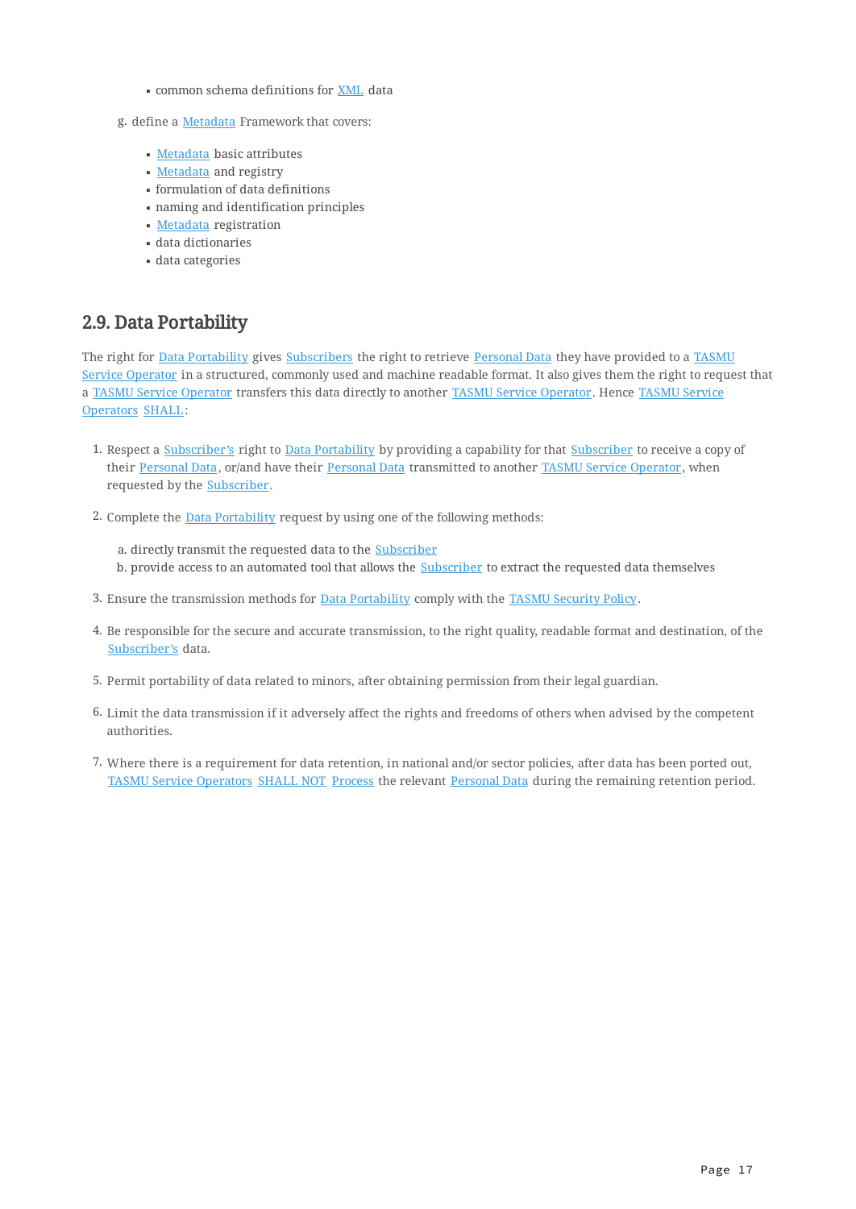- common schema definitions for XML data

g. define a Metadata Framework that covers:

- Metadata basic attributes
- Metadata and registry
- formulation of data definitions
- naming and identification principles
- Metadata registration
- data dictionaries
- data categories

## 2.9. Data Portability

The right for Data Portability gives Subscribers the right to retrieve Personal Data they have provided to a TASMU Service Operator in a structured, commonly used and machine readable format. It also gives them the right to request that a TASMU Service Operator transfers this data directly to another TASMU Service Operator. Hence TASMU Service Operators SHALL:

1. Respect a Subscriber's right to Data Portability by providing a capability for that Subscriber to receive a copy of their Personal Data, or/and have their Personal Data transmitted to another TASMU Service Operator, when requested by the Subscriber.

2. Complete the Data Portability request by using one of the following methods:

   a. directly transmit the requested data to the Subscriber
   b. provide access to an automated tool that allows the Subscriber to extract the requested data themselves

3. Ensure the transmission methods for Data Portability comply with the TASMU Security Policy.

4. Be responsible for the secure and accurate transmission, to the right quality, readable format and destination, of the Subscriber's data.

5. Permit portability of data related to minors, after obtaining permission from their legal guardian.

6. Limit the data transmission if it adversely affect the rights and freedoms of others when advised by the competent authorities.

7. Where there is a requirement for data retention, in national and/or sector policies, after data has been ported out, TASMU Service Operators SHALL NOT Process the relevant Personal Data during the remaining retention period.